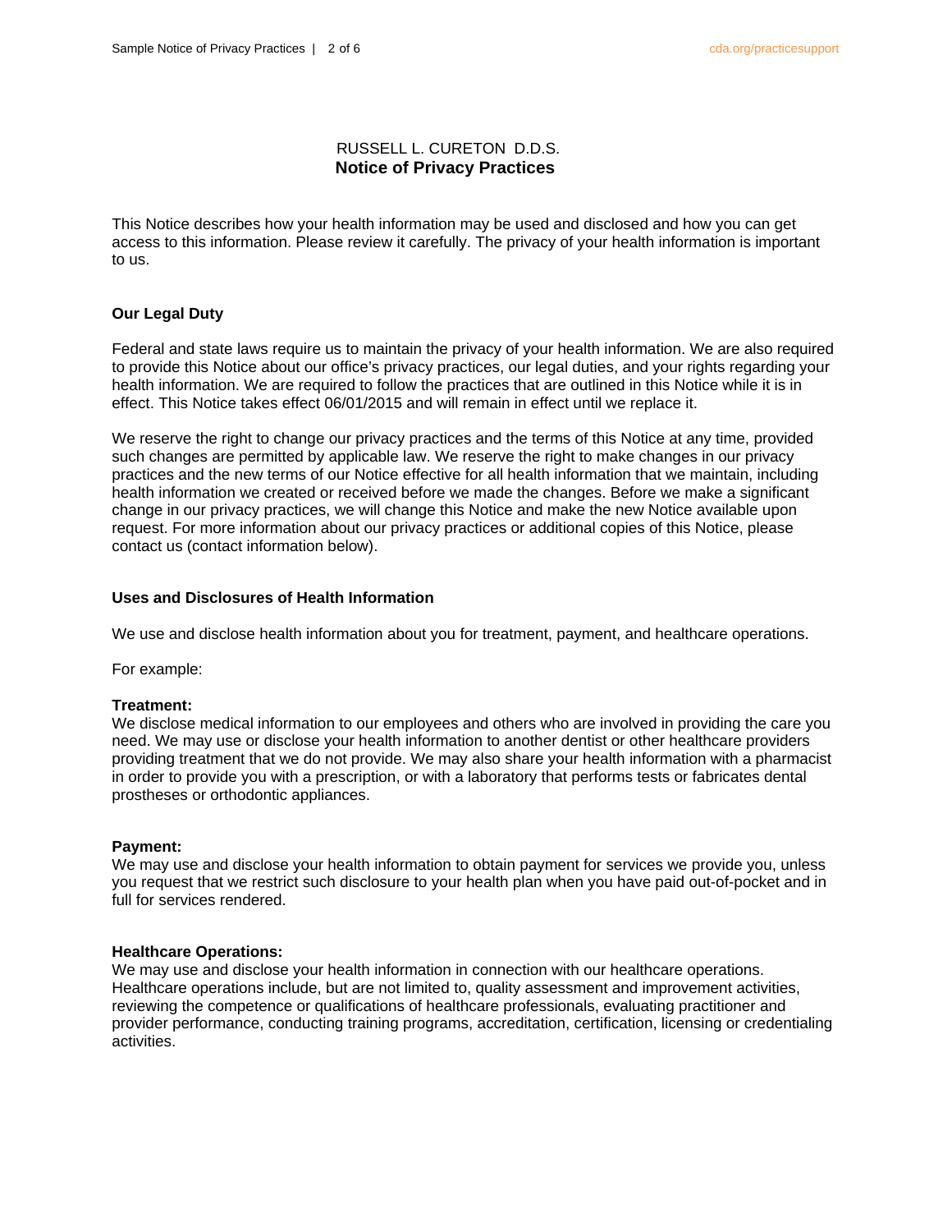RUSSELL L. CURETON D.D.S.

# Notice of Privacy Practices

This Notice describes how your health information may be used and disclosed and how you can get access to this information. Please review it carefully. The privacy of your health information is important to us.

## Our Legal Duty

Federal and state laws require us to maintain the privacy of your health information. We are also required to provide this Notice about our office's privacy practices, our legal duties, and your rights regarding your health information. We are required to follow the practices that are outlined in this Notice while it is in effect. This Notice takes effect 06/01/2015 and will remain in effect until we replace it.

We reserve the right to change our privacy practices and the terms of this Notice at any time, provided such changes are permitted by applicable law. We reserve the right to make changes in our privacy practices and the new terms of our Notice effective for all health information that we maintain, including health information we created or received before we made the changes. Before we make a significant change in our privacy practices, we will change this Notice and make the new Notice available upon request. For more information about our privacy practices or additional copies of this Notice, please contact us (contact information below).

## Uses and Disclosures of Health Information

We use and disclose health information about you for treatment, payment, and healthcare operations.

For example:

**Treatment:**
We disclose medical information to our employees and others who are involved in providing the care you need. We may use or disclose your health information to another dentist or other healthcare providers providing treatment that we do not provide. We may also share your health information with a pharmacist in order to provide you with a prescription, or with a laboratory that performs tests or fabricates dental prostheses or orthodontic appliances.

**Payment:**
We may use and disclose your health information to obtain payment for services we provide you, unless you request that we restrict such disclosure to your health plan when you have paid out-of-pocket and in full for services rendered.

**Healthcare Operations:**
We may use and disclose your health information in connection with our healthcare operations. Healthcare operations include, but are not limited to, quality assessment and improvement activities, reviewing the competence or qualifications of healthcare professionals, evaluating practitioner and provider performance, conducting training programs, accreditation, certification, licensing or credentialing activities.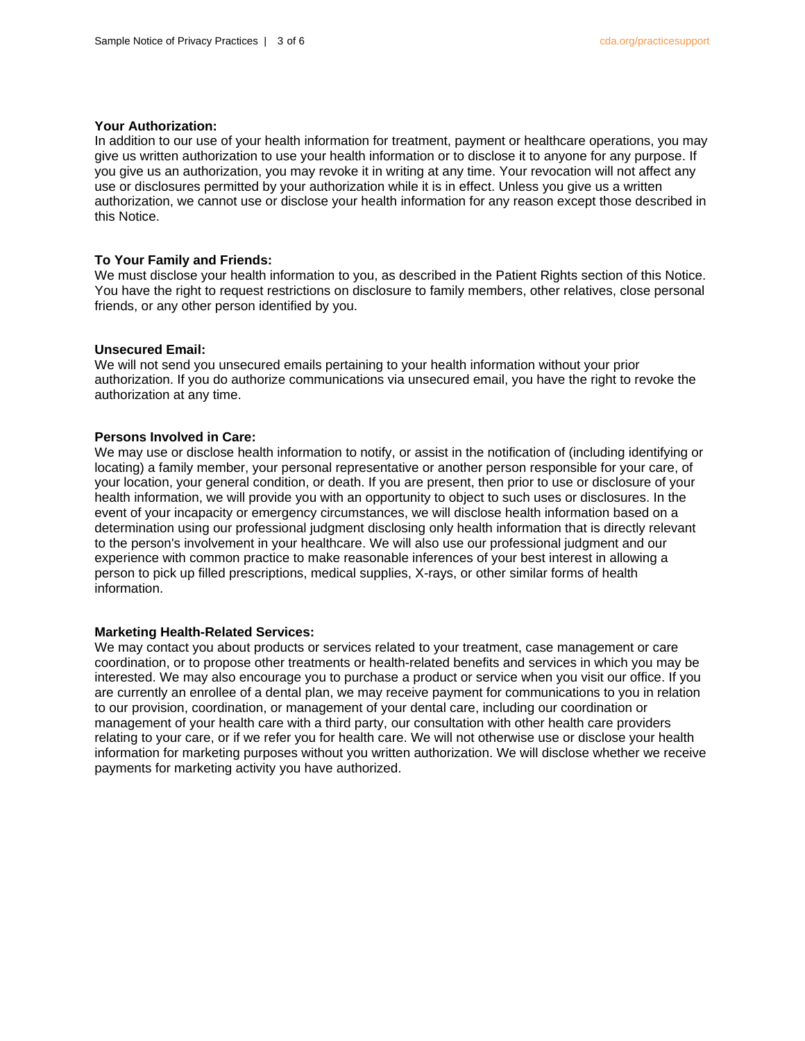**Your Authorization:**
In addition to our use of your health information for treatment, payment or healthcare operations, you may give us written authorization to use your health information or to disclose it to anyone for any purpose. If you give us an authorization, you may revoke it in writing at any time. Your revocation will not affect any use or disclosures permitted by your authorization while it is in effect. Unless you give us a written authorization, we cannot use or disclose your health information for any reason except those described in this Notice.

**To Your Family and Friends:**
We must disclose your health information to you, as described in the Patient Rights section of this Notice. You have the right to request restrictions on disclosure to family members, other relatives, close personal friends, or any other person identified by you.

**Unsecured Email:**
We will not send you unsecured emails pertaining to your health information without your prior authorization. If you do authorize communications via unsecured email, you have the right to revoke the authorization at any time.

**Persons Involved in Care:**
We may use or disclose health information to notify, or assist in the notification of (including identifying or locating) a family member, your personal representative or another person responsible for your care, of your location, your general condition, or death. If you are present, then prior to use or disclosure of your health information, we will provide you with an opportunity to object to such uses or disclosures. In the event of your incapacity or emergency circumstances, we will disclose health information based on a determination using our professional judgment disclosing only health information that is directly relevant to the person's involvement in your healthcare. We will also use our professional judgment and our experience with common practice to make reasonable inferences of your best interest in allowing a person to pick up filled prescriptions, medical supplies, X-rays, or other similar forms of health information.

**Marketing Health-Related Services:**
We may contact you about products or services related to your treatment, case management or care coordination, or to propose other treatments or health-related benefits and services in which you may be interested. We may also encourage you to purchase a product or service when you visit our office. If you are currently an enrollee of a dental plan, we may receive payment for communications to you in relation to our provision, coordination, or management of your dental care, including our coordination or management of your health care with a third party, our consultation with other health care providers relating to your care, or if we refer you for health care. We will not otherwise use or disclose your health information for marketing purposes without you written authorization. We will disclose whether we receive payments for marketing activity you have authorized.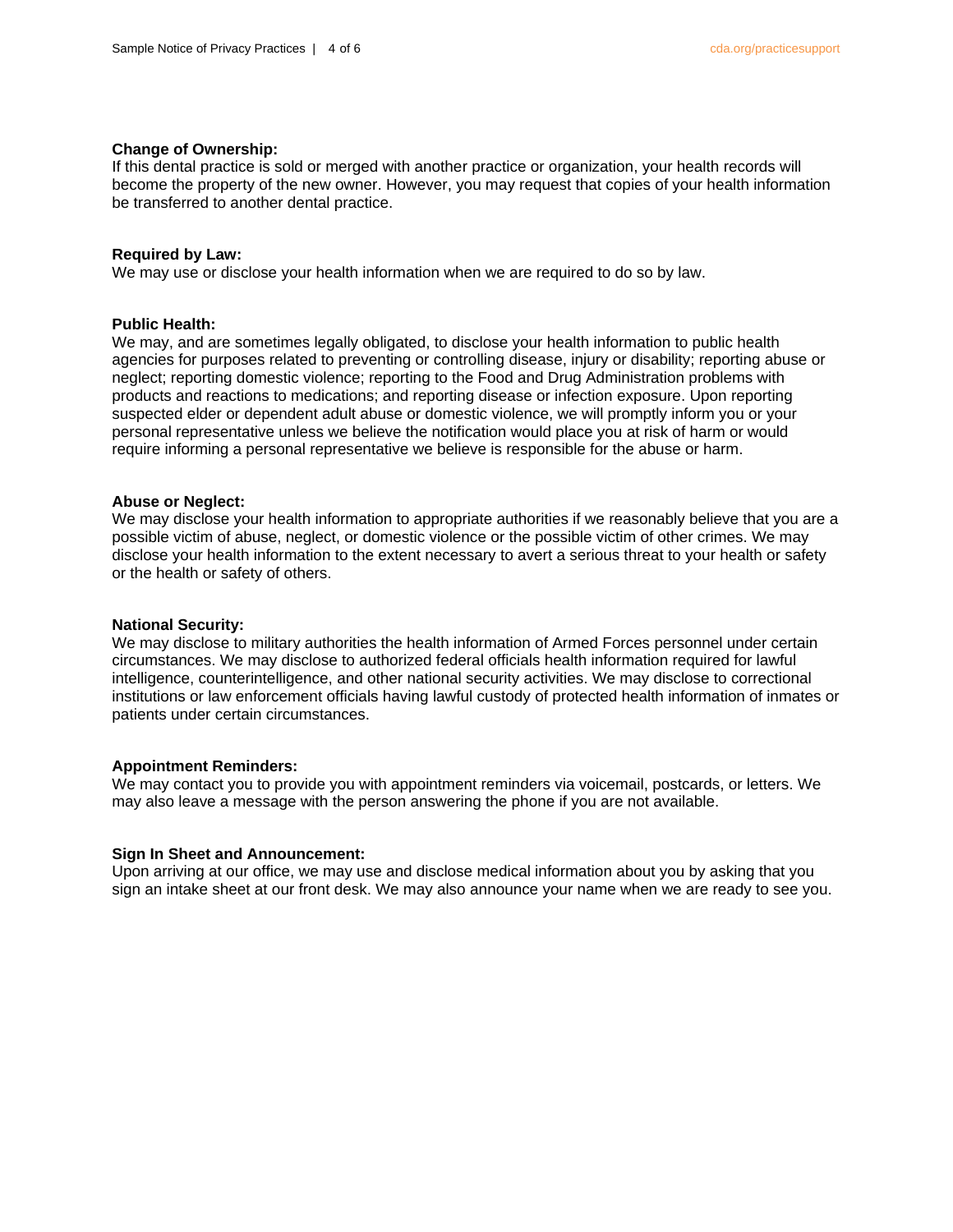**Change of Ownership:**
If this dental practice is sold or merged with another practice or organization, your health records will become the property of the new owner. However, you may request that copies of your health information be transferred to another dental practice.

**Required by Law:**
We may use or disclose your health information when we are required to do so by law.

**Public Health:**
We may, and are sometimes legally obligated, to disclose your health information to public health agencies for purposes related to preventing or controlling disease, injury or disability; reporting abuse or neglect; reporting domestic violence; reporting to the Food and Drug Administration problems with products and reactions to medications; and reporting disease or infection exposure. Upon reporting suspected elder or dependent adult abuse or domestic violence, we will promptly inform you or your personal representative unless we believe the notification would place you at risk of harm or would require informing a personal representative we believe is responsible for the abuse or harm.

**Abuse or Neglect:**
We may disclose your health information to appropriate authorities if we reasonably believe that you are a possible victim of abuse, neglect, or domestic violence or the possible victim of other crimes. We may disclose your health information to the extent necessary to avert a serious threat to your health or safety or the health or safety of others.

**National Security:**
We may disclose to military authorities the health information of Armed Forces personnel under certain circumstances. We may disclose to authorized federal officials health information required for lawful intelligence, counterintelligence, and other national security activities. We may disclose to correctional institutions or law enforcement officials having lawful custody of protected health information of inmates or patients under certain circumstances.

**Appointment Reminders:**
We may contact you to provide you with appointment reminders via voicemail, postcards, or letters. We may also leave a message with the person answering the phone if you are not available.

**Sign In Sheet and Announcement:**
Upon arriving at our office, we may use and disclose medical information about you by asking that you sign an intake sheet at our front desk. We may also announce your name when we are ready to see you.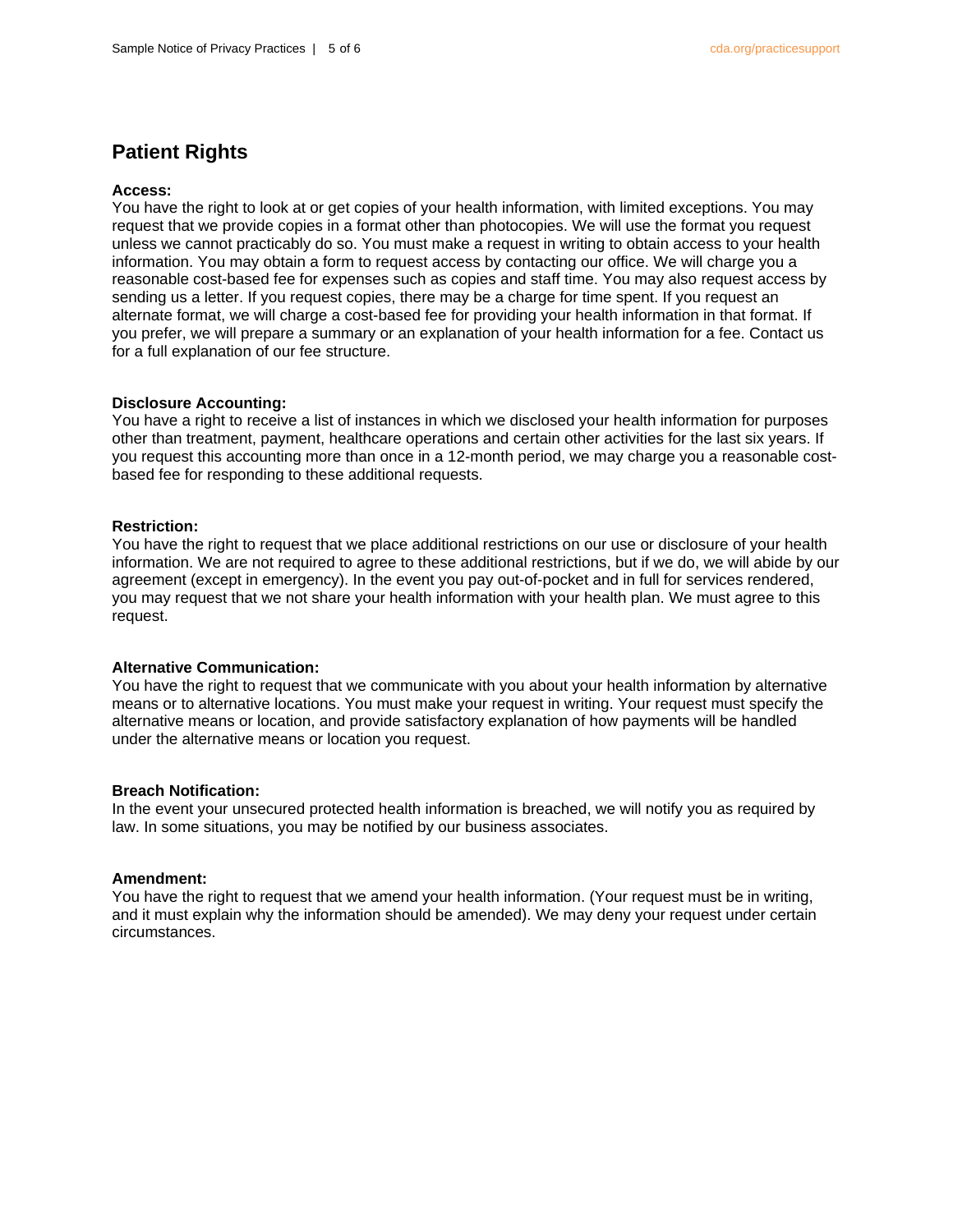## Patient Rights

**Access:**
You have the right to look at or get copies of your health information, with limited exceptions. You may request that we provide copies in a format other than photocopies. We will use the format you request unless we cannot practicably do so. You must make a request in writing to obtain access to your health information. You may obtain a form to request access by contacting our office. We will charge you a reasonable cost-based fee for expenses such as copies and staff time. You may also request access by sending us a letter. If you request copies, there may be a charge for time spent. If you request an alternate format, we will charge a cost-based fee for providing your health information in that format. If you prefer, we will prepare a summary or an explanation of your health information for a fee. Contact us for a full explanation of our fee structure.

**Disclosure Accounting:**
You have a right to receive a list of instances in which we disclosed your health information for purposes other than treatment, payment, healthcare operations and certain other activities for the last six years. If you request this accounting more than once in a 12-month period, we may charge you a reasonable cost-based fee for responding to these additional requests.

**Restriction:**
You have the right to request that we place additional restrictions on our use or disclosure of your health information. We are not required to agree to these additional restrictions, but if we do, we will abide by our agreement (except in emergency). In the event you pay out-of-pocket and in full for services rendered, you may request that we not share your health information with your health plan. We must agree to this request.

**Alternative Communication:**
You have the right to request that we communicate with you about your health information by alternative means or to alternative locations. You must make your request in writing. Your request must specify the alternative means or location, and provide satisfactory explanation of how payments will be handled under the alternative means or location you request.

**Breach Notification:**
In the event your unsecured protected health information is breached, we will notify you as required by law. In some situations, you may be notified by our business associates.

**Amendment:**
You have the right to request that we amend your health information. (Your request must be in writing, and it must explain why the information should be amended). We may deny your request under certain circumstances.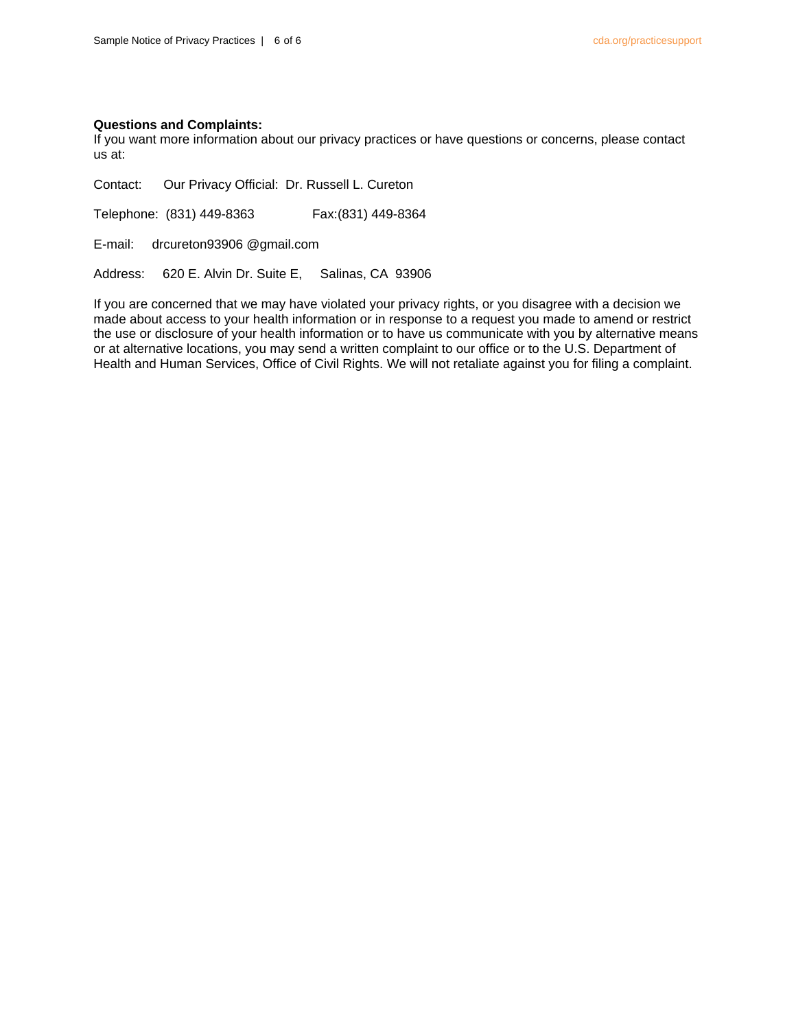**Questions and Complaints:**

If you want more information about our privacy practices or have questions or concerns, please contact us at:

Contact: Our Privacy Official: Dr. Russell L. Cureton

Telephone: (831) 449-8363 Fax:(831) 449-8364

E-mail: drcureton93906 @gmail.com

Address: 620 E. Alvin Dr. Suite E, Salinas, CA 93906

If you are concerned that we may have violated your privacy rights, or you disagree with a decision we made about access to your health information or in response to a request you made to amend or restrict the use or disclosure of your health information or to have us communicate with you by alternative means or at alternative locations, you may send a written complaint to our office or to the U.S. Department of Health and Human Services, Office of Civil Rights. We will not retaliate against you for filing a complaint.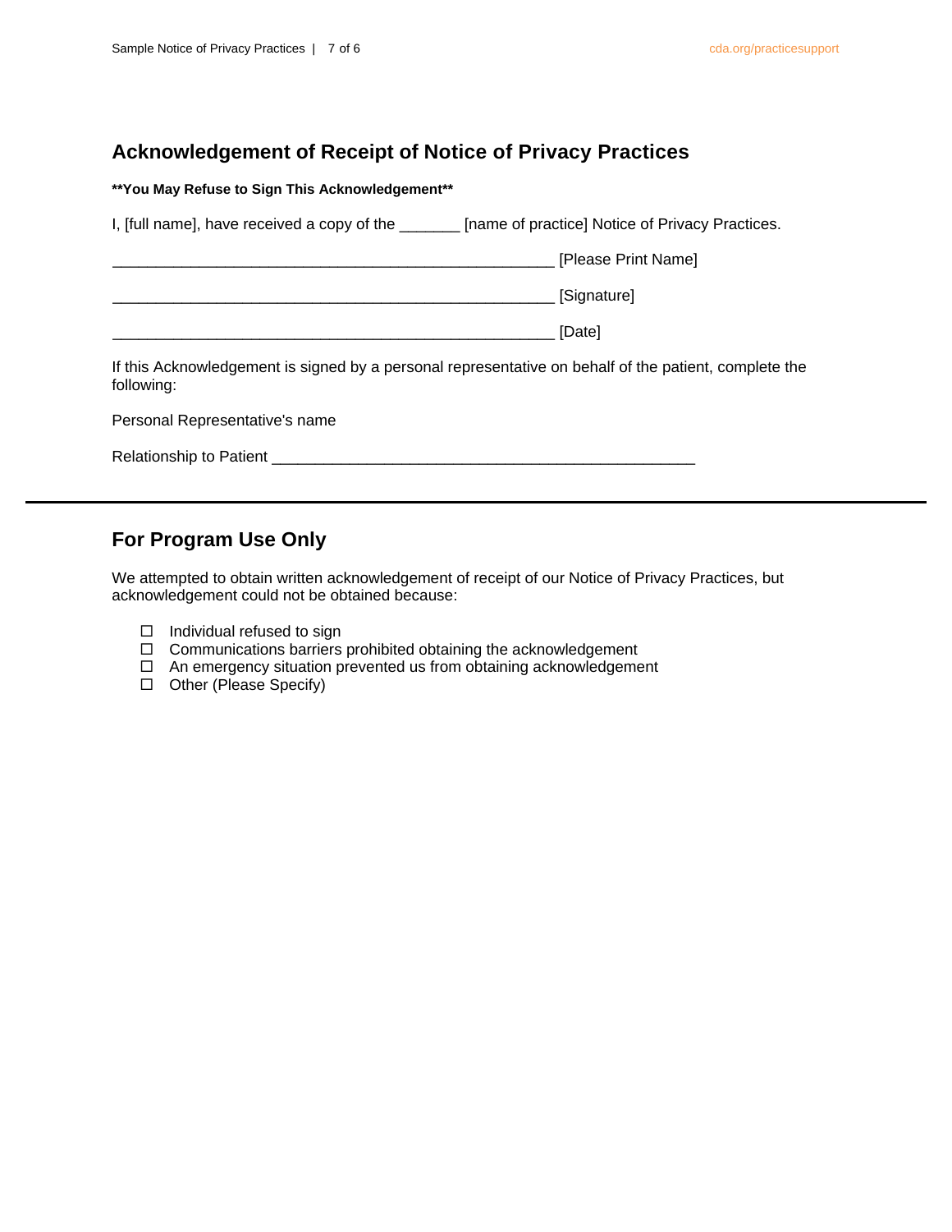## Acknowledgement of Receipt of Notice of Privacy Practices

****You May Refuse to Sign This Acknowledgement****

I, [full name], have received a copy of the _______ [name of practice] Notice of Privacy Practices.

_____________________________________________________ [Please Print Name]

_____________________________________________________ [Signature]

_____________________________________________________ [Date]

If this Acknowledgement is signed by a personal representative on behalf of the patient, complete the following:

Personal Representative's name

Relationship to Patient ___________________________________________________

---

## For Program Use Only

We attempted to obtain written acknowledgement of receipt of our Notice of Privacy Practices, but acknowledgement could not be obtained because:

- ☐ Individual refused to sign
- ☐ Communications barriers prohibited obtaining the acknowledgement
- ☐ An emergency situation prevented us from obtaining acknowledgement
- ☐ Other (Please Specify)